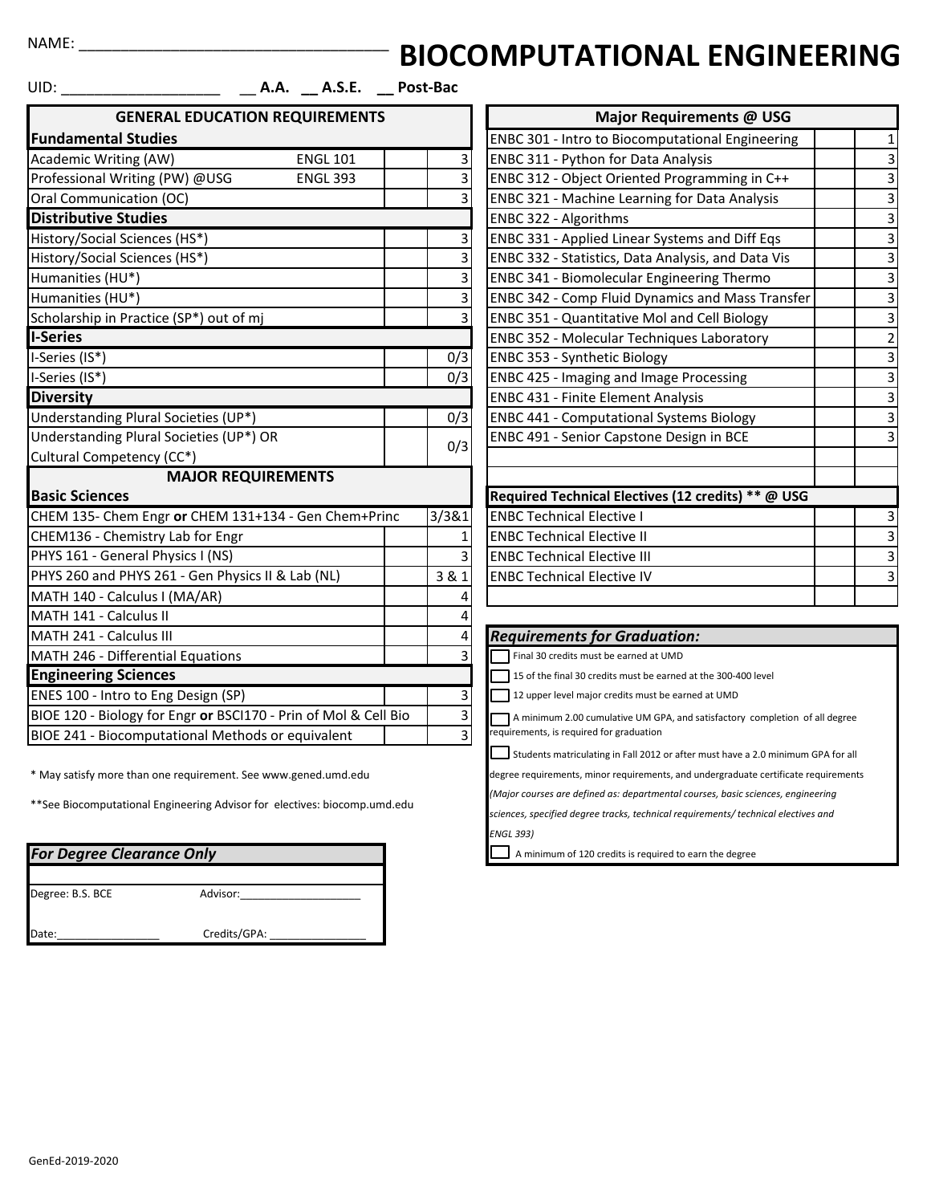NAME: ___________________________________ 

# BIOCOMPUTATIONAL ENGINEERING

UID: ___________________ __ **A.A.** __ **A.S.E.** __ **Post-Bac**

| GENERAL EDUCATION REQUIREMENTS | | | |
|---|---|---|---|
| **Fundamental Studies** | | | |
| Academic Writing (AW) | ENGL 101 | | 3 |
| Professional Writing (PW) @USG | ENGL 393 | | 3 |
| Oral Communication (OC) | | | 3 |
| **Distributive Studies** | | | |
| History/Social Sciences (HS*) | | | 3 |
| History/Social Sciences (HS*) | | | 3 |
| Humanities (HU*) | | | 3 |
| Humanities (HU*) | | | 3 |
| Scholarship in Practice (SP*) out of mj | | | 3 |
| **I-Series** | | | |
| I-Series (IS*) | | | 0/3 |
| I-Series (IS*) | | | 0/3 |
| **Diversity** | | | |
| Understanding Plural Societies (UP*) | | | 0/3 |
| Understanding Plural Societies (UP*) OR Cultural Competency (CC*) | | | 0/3 |

| MAJOR REQUIREMENTS | | |
|---|---|---|
| **Basic Sciences** | | |
| CHEM 135- Chem Engr **or** CHEM 131+134 - Gen Chem+Princ | | 3/3&1 |
| CHEM136 - Chemistry Lab for Engr | | 1 |
| PHYS 161 - General Physics I (NS) | | 3 |
| PHYS 260 and PHYS 261 - Gen Physics II & Lab (NL) | | 3 & 1 |
| MATH 140 - Calculus I (MA/AR) | | 4 |
| MATH 141 - Calculus II | | 4 |
| MATH 241 - Calculus III | | 4 |
| MATH 246 - Differential Equations | | 3 |
| **Engineering Sciences** | | |
| ENES 100 - Intro to Eng Design (SP) | | 3 |
| BIOE 120 - Biology for Engr **or** BSCI170 - Prin of Mol & Cell Bio | | 3 |
| BIOE 241 - Biocomputational Methods or equivalent | | 3 |

\* May satisfy more than one requirement. See www.gened.umd.edu

\*\*See Biocomputational Engineering Advisor for electives: biocomp.umd.edu

| *For Degree Clearance Only* | |
|---|---|
| Degree: B.S. BCE | Advisor:___________________ |
| Date:________________ | Credits/GPA: _______________ |

| Major Requirements @ USG | | |
|---|---|---|
| ENBC 301 - Intro to Biocomputational Engineering | | 1 |
| ENBC 311 - Python for Data Analysis | | 3 |
| ENBC 312 - Object Oriented Programming in C++ | | 3 |
| ENBC 321 - Machine Learning for Data Analysis | | 3 |
| ENBC 322 - Algorithms | | 3 |
| ENBC 331 - Applied Linear Systems and Diff Eqs | | 3 |
| ENBC 332 - Statistics, Data Analysis, and Data Vis | | 3 |
| ENBC 341 - Biomolecular Engineering Thermo | | 3 |
| ENBC 342 - Comp Fluid Dynamics and Mass Transfer | | 3 |
| ENBC 351 - Quantitative Mol and Cell Biology | | 3 |
| ENBC 352 - Molecular Techniques Laboratory | | 2 |
| ENBC 353 - Synthetic Biology | | 3 |
| ENBC 425 - Imaging and Image Processing | | 3 |
| ENBC 431 - Finite Element Analysis | | 3 |
| ENBC 441 - Computational Systems Biology | | 3 |
| ENBC 491 - Senior Capstone Design in BCE | | 3 |
| | | |
| | | |

| Required Technical Electives (12 credits) ** @ USG | | |
|---|---|---|
| ENBC Technical Elective I | | 3 |
| ENBC Technical Elective II | | 3 |
| ENBC Technical Elective III | | 3 |
| ENBC Technical Elective IV | | 3 |
| | | |

### *Requirements for Graduation:*

- [ ] Final 30 credits must be earned at UMD
- [ ] 15 of the final 30 credits must be earned at the 300-400 level
- [ ] 12 upper level major credits must be earned at UMD
- [ ] A minimum 2.00 cumulative UM GPA, and satisfactory completion of all degree requirements, is required for graduation
- [ ] Students matriculating in Fall 2012 or after must have a 2.0 minimum GPA for all degree requirements, minor requirements, and undergraduate certificate requirements *(Major courses are defined as: departmental courses, basic sciences, engineering sciences, specified degree tracks, technical requirements/ technical electives and ENGL 393)*
- [ ] A minimum of 120 credits is required to earn the degree

GenEd-2019-2020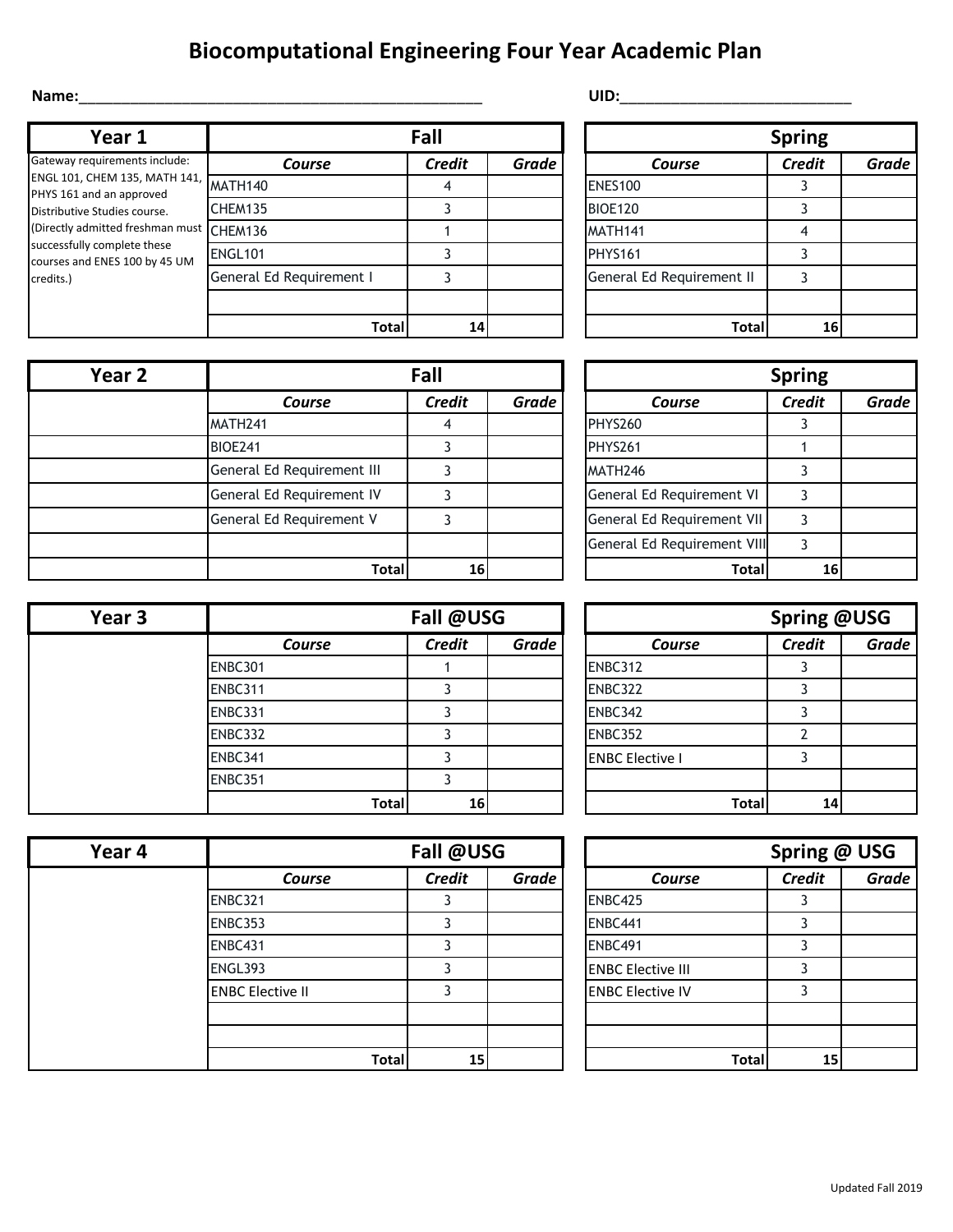# Biocomputational Engineering Four Year Academic Plan

**Name:**___________________________________________________ **UID:**____________________________

| Year 1 | Fall | | | Spring | | |
|---|---|---|---|---|---|---|
| Gateway requirements include: ENGL 101, CHEM 135, MATH 141, PHYS 161 and an approved Distributive Studies course. (Directly admitted freshman must successfully complete these courses and ENES 100 by 45 UM credits.) | ***Course*** | ***Credit*** | ***Grade*** | ***Course*** | ***Credit*** | ***Grade*** |
| | MATH140 | 4 | | ENES100 | 3 | |
| | CHEM135 | 3 | | BIOE120 | 3 | |
| | CHEM136 | 1 | | MATH141 | 4 | |
| | ENGL101 | 3 | | PHYS161 | 3 | |
| | General Ed Requirement I | 3 | | General Ed Requirement II | 3 | |
| | | | | | | |
| | **Total** | **14** | | **Total** | **16** | |

| Year 2 | Fall | | | Spring | | |
|---|---|---|---|---|---|---|
| | ***Course*** | ***Credit*** | ***Grade*** | ***Course*** | ***Credit*** | ***Grade*** |
| | MATH241 | 4 | | PHYS260 | 3 | |
| | BIOE241 | 3 | | PHYS261 | 1 | |
| | General Ed Requirement III | 3 | | MATH246 | 3 | |
| | General Ed Requirement IV | 3 | | General Ed Requirement VI | 3 | |
| | General Ed Requirement V | 3 | | General Ed Requirement VII | 3 | |
| | | | | General Ed Requirement VIII | 3 | |
| | **Total** | **16** | | **Total** | **16** | |

| Year 3 | Fall @USG | | | Spring @USG | | |
|---|---|---|---|---|---|---|
| | ***Course*** | ***Credit*** | ***Grade*** | ***Course*** | ***Credit*** | ***Grade*** |
| | ENBC301 | 1 | | ENBC312 | 3 | |
| | ENBC311 | 3 | | ENBC322 | 3 | |
| | ENBC331 | 3 | | ENBC342 | 3 | |
| | ENBC332 | 3 | | ENBC352 | 2 | |
| | ENBC341 | 3 | | ENBC Elective I | 3 | |
| | ENBC351 | 3 | | | | |
| | **Total** | **16** | | **Total** | **14** | |

| Year 4 | Fall @USG | | | Spring @ USG | | |
|---|---|---|---|---|---|---|
| | ***Course*** | ***Credit*** | ***Grade*** | ***Course*** | ***Credit*** | ***Grade*** |
| | ENBC321 | 3 | | ENBC425 | 3 | |
| | ENBC353 | 3 | | ENBC441 | 3 | |
| | ENBC431 | 3 | | ENBC491 | 3 | |
| | ENGL393 | 3 | | ENBC Elective III | 3 | |
| | ENBC Elective II | 3 | | ENBC Elective IV | 3 | |
| | | | | | | |
| | | | | | | |
| | **Total** | **15** | | **Total** | **15** | |

Updated Fall 2019